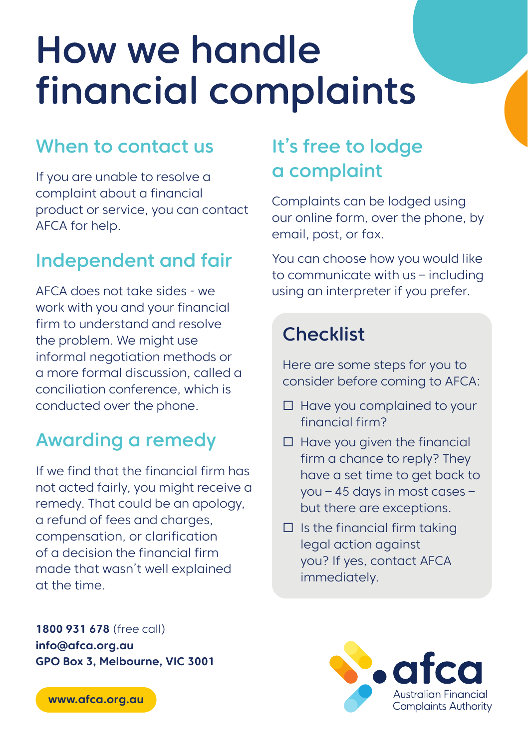# How we handle financial complaints

## When to contact us

If you are unable to resolve a complaint about a financial product or service, you can contact AFCA for help.

## Independent and fair

AFCA does not take sides - we work with you and your financial firm to understand and resolve the problem. We might use informal negotiation methods or a more formal discussion, called a conciliation conference, which is conducted over the phone.

## Awarding a remedy

If we find that the financial firm has not acted fairly, you might receive a remedy. That could be an apology, a refund of fees and charges, compensation, or clarification of a decision the financial firm made that wasn't well explained at the time.

## It's free to lodge a complaint

Complaints can be lodged using our online form, over the phone, by email, post, or fax.

You can choose how you would like to communicate with us – including using an interpreter if you prefer.

### Checklist

Here are some steps for you to consider before coming to AFCA:

- ☐ Have you complained to your financial firm?
- ☐ Have you given the financial firm a chance to reply? They have a set time to get back to you – 45 days in most cases – but there are exceptions.
- ☐ Is the financial firm taking legal action against you? If yes, contact AFCA immediately.

**1800 931 678** (free call)
**info@afca.org.au**
**GPO Box 3, Melbourne, VIC 3001**

**www.afca.org.au**

afca
Australian Financial Complaints Authority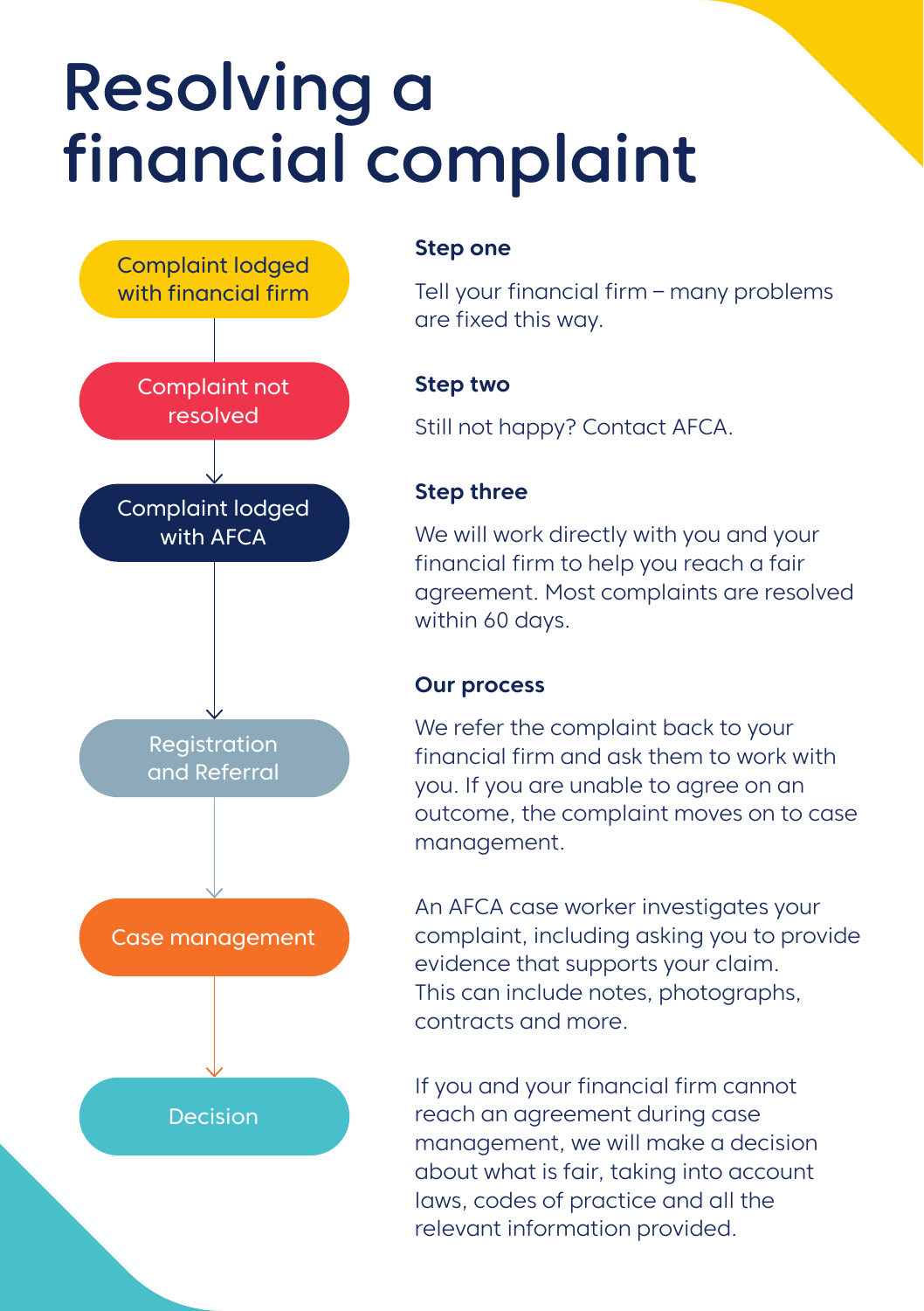# Resolving a financial complaint

Complaint lodged with financial firm

Complaint not resolved

Complaint lodged with AFCA

Registration and Referral

Case management

Decision

**Step one**

Tell your financial firm – many problems are fixed this way.

**Step two**

Still not happy? Contact AFCA.

**Step three**

We will work directly with you and your financial firm to help you reach a fair agreement. Most complaints are resolved within 60 days.

**Our process**

We refer the complaint back to your financial firm and ask them to work with you. If you are unable to agree on an outcome, the complaint moves on to case management.

An AFCA case worker investigates your complaint, including asking you to provide evidence that supports your claim. This can include notes, photographs, contracts and more.

If you and your financial firm cannot reach an agreement during case management, we will make a decision about what is fair, taking into account laws, codes of practice and all the relevant information provided.